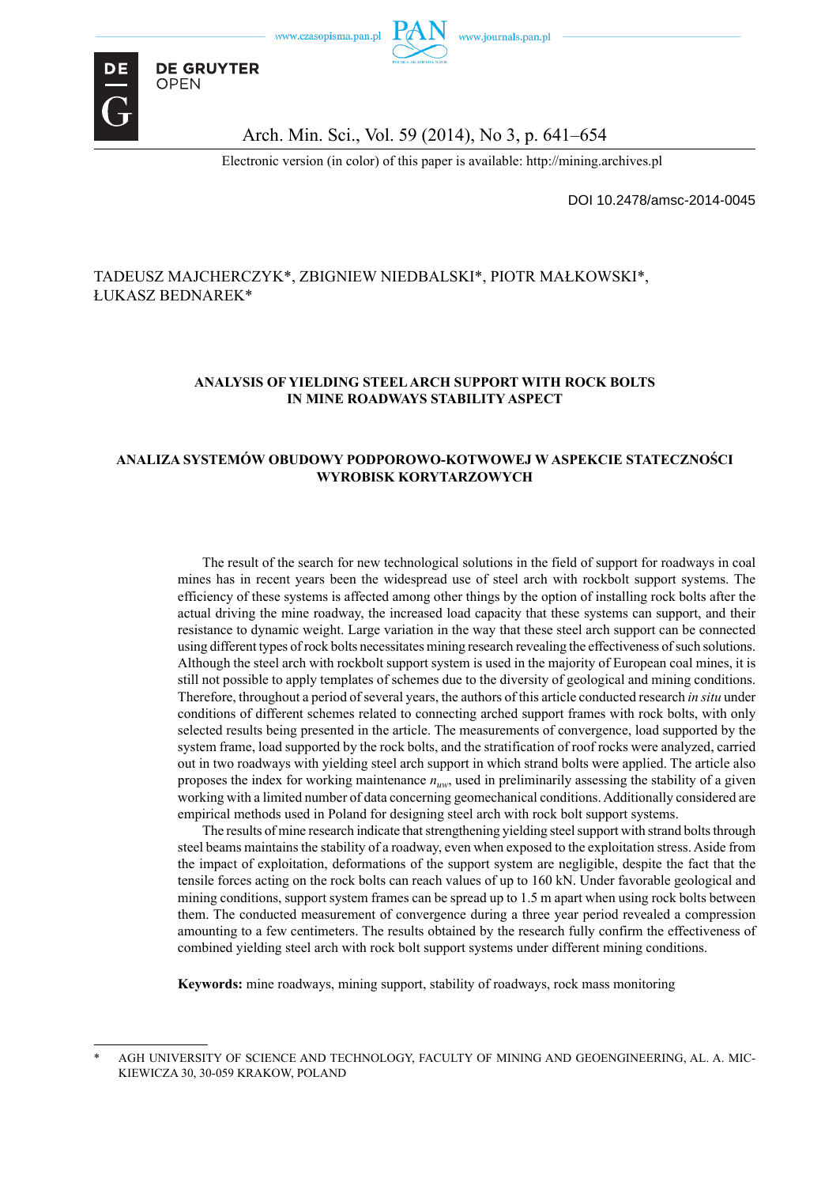DOI 10.2478/amsc-2014-0045

TADEUSZ MAJCHERCZYK*, ZBIGNIEW NIEDBALSKI*, PIOTR MAŁKOWSKI*, ŁUKASZ BEDNAREK*

# ANALYSIS OF YIELDING STEEL ARCH SUPPORT WITH ROCK BOLTS IN MINE ROADWAYS STABILITY ASPECT

# ANALIZA SYSTEMÓW OBUDOWY PODPOROWO-KOTWOWEJ W ASPEKCIE STATECZNOŚCI WYROBISK KORYTARZOWYCH

The result of the search for new technological solutions in the field of support for roadways in coal mines has in recent years been the widespread use of steel arch with rockbolt support systems. The efficiency of these systems is affected among other things by the option of installing rock bolts after the actual driving the mine roadway, the increased load capacity that these systems can support, and their resistance to dynamic weight. Large variation in the way that these steel arch support can be connected using different types of rock bolts necessitates mining research revealing the effectiveness of such solutions. Although the steel arch with rockbolt support system is used in the majority of European coal mines, it is still not possible to apply templates of schemes due to the diversity of geological and mining conditions. Therefore, throughout a period of several years, the authors of this article conducted research *in situ* under conditions of different schemes related to connecting arched support frames with rock bolts, with only selected results being presented in the article. The measurements of convergence, load supported by the system frame, load supported by the rock bolts, and the stratification of roof rocks were analyzed, carried out in two roadways with yielding steel arch support in which strand bolts were applied. The article also proposes the index for working maintenance $n_{uw}$, used in preliminarily assessing the stability of a given working with a limited number of data concerning geomechanical conditions. Additionally considered are empirical methods used in Poland for designing steel arch with rock bolt support systems.

The results of mine research indicate that strengthening yielding steel support with strand bolts through steel beams maintains the stability of a roadway, even when exposed to the exploitation stress. Aside from the impact of exploitation, deformations of the support system are negligible, despite the fact that the tensile forces acting on the rock bolts can reach values of up to 160 kN. Under favorable geological and mining conditions, support system frames can be spread up to 1.5 m apart when using rock bolts between them. The conducted measurement of convergence during a three year period revealed a compression amounting to a few centimeters. The results obtained by the research fully confirm the effectiveness of combined yielding steel arch with rock bolt support systems under different mining conditions.

**Keywords:** mine roadways, mining support, stability of roadways, rock mass monitoring

\* AGH UNIVERSITY OF SCIENCE AND TECHNOLOGY, FACULTY OF MINING AND GEOENGINEERING, AL. A. MICKIEWICZA 30, 30-059 KRAKOW, POLAND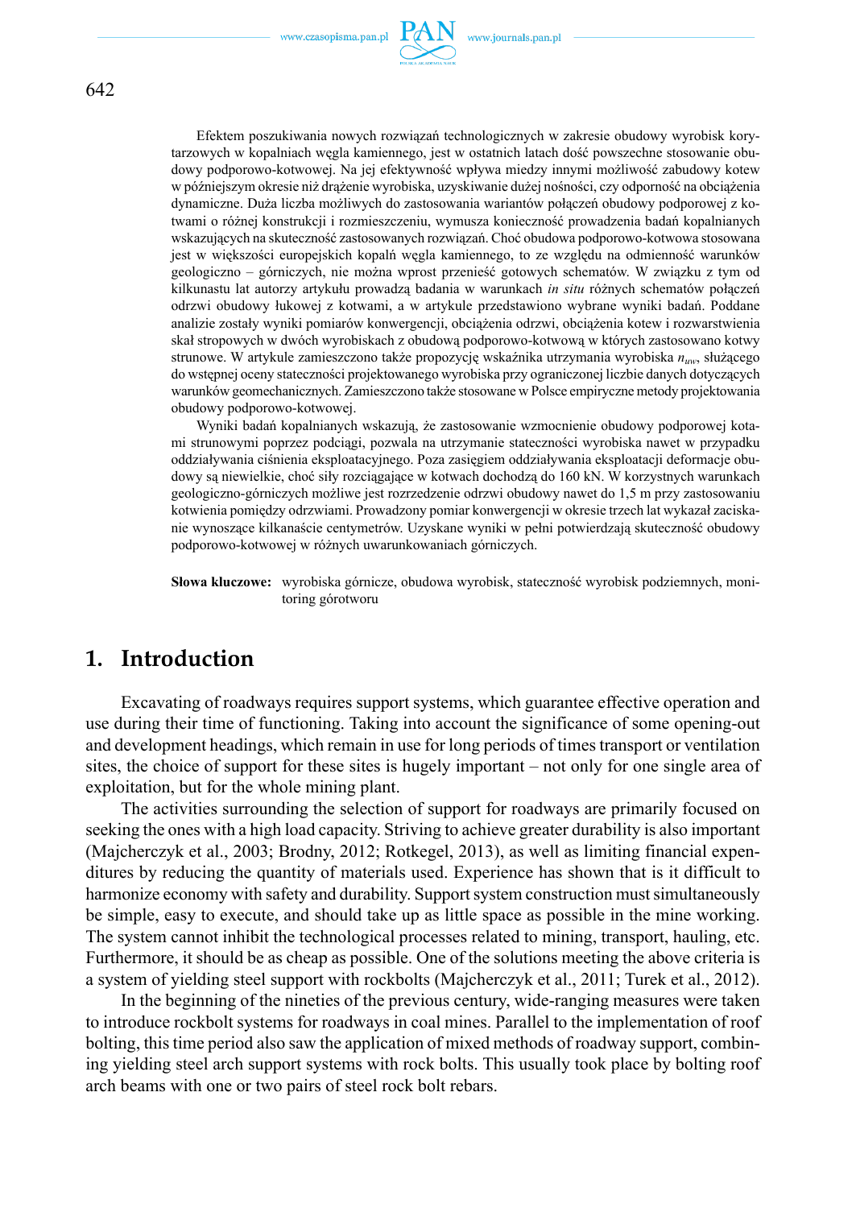Efektem poszukiwania nowych rozwiązań technologicznych w zakresie obudowy wyrobisk korytarzowych w kopalniach węgla kamiennego, jest w ostatnich latach dość powszechne stosowanie obudowy podporowo-kotwowej. Na jej efektywność wpływa miedzy innymi możliwość zabudowy kotew w późniejszym okresie niż drążenie wyrobiska, uzyskiwanie dużej nośności, czy odporność na obciążenia dynamiczne. Duża liczba możliwych do zastosowania wariantów połączeń obudowy podporowej z kotwami o różnej konstrukcji i rozmieszczeniu, wymusza konieczność prowadzenia badań kopalnianych wskazujących na skuteczność zastosowanych rozwiązań. Choć obudowa podporowo-kotwowa stosowana jest w większości europejskich kopalń węgla kamiennego, to ze względu na odmienność warunków geologiczno – górniczych, nie można wprost przenieść gotowych schematów. W związku z tym od kilkunastu lat autorzy artykułu prowadzą badania w warunkach *in situ* różnych schematów połączeń odrzwi obudowy łukowej z kotwami, a w artykule przedstawiono wybrane wyniki badań. Poddane analizie zostały wyniki pomiarów konwergencji, obciążenia odrzwi, obciążenia kotew i rozwarstwienia skał stropowych w dwóch wyrobiskach z obudową podporowo-kotwową w których zastosowano kotwy strunowe. W artykule zamieszczono także propozycję wskaźnika utrzymania wyrobiska $n_{uw}$, służącego do wstępnej oceny stateczności projektowanego wyrobiska przy ograniczonej liczbie danych dotyczących warunków geomechanicznych. Zamieszczono także stosowane w Polsce empiryczne metody projektowania obudowy podporowo-kotwowej.

Wyniki badań kopalnianych wskazują, że zastosowanie wzmocnienie obudowy podporowej kotami strunowymi poprzez podciągi, pozwala na utrzymanie stateczności wyrobiska nawet w przypadku oddziaływania ciśnienia eksploatacyjnego. Poza zasięgiem oddziaływania eksploatacji deformacje obudowy są niewielkie, choć siły rozciągające w kotwach dochodzą do 160 kN. W korzystnych warunkach geologiczno-górniczych możliwe jest rozrzedzenie odrzwi obudowy nawet do 1,5 m przy zastosowaniu kotwienia pomiędzy odrzwiami. Prowadzony pomiar konwergencji w okresie trzech lat wykazał zaciskanie wynoszące kilkanaście centymetrów. Uzyskane wyniki w pełni potwierdzają skuteczność obudowy podporowo-kotwowej w różnych uwarunkowaniach górniczych.

**Słowa kluczowe:** wyrobiska górnicze, obudowa wyrobisk, stateczność wyrobisk podziemnych, monitoring górotworu

## 1. Introduction

Excavating of roadways requires support systems, which guarantee effective operation and use during their time of functioning. Taking into account the significance of some opening-out and development headings, which remain in use for long periods of times transport or ventilation sites, the choice of support for these sites is hugely important – not only for one single area of exploitation, but for the whole mining plant.

The activities surrounding the selection of support for roadways are primarily focused on seeking the ones with a high load capacity. Striving to achieve greater durability is also important (Majcherczyk et al., 2003; Brodny, 2012; Rotkegel, 2013), as well as limiting financial expenditures by reducing the quantity of materials used. Experience has shown that is it difficult to harmonize economy with safety and durability. Support system construction must simultaneously be simple, easy to execute, and should take up as little space as possible in the mine working. The system cannot inhibit the technological processes related to mining, transport, hauling, etc. Furthermore, it should be as cheap as possible. One of the solutions meeting the above criteria is a system of yielding steel support with rockbolts (Majcherczyk et al., 2011; Turek et al., 2012).

In the beginning of the nineties of the previous century, wide-ranging measures were taken to introduce rockbolt systems for roadways in coal mines. Parallel to the implementation of roof bolting, this time period also saw the application of mixed methods of roadway support, combining yielding steel arch support systems with rock bolts. This usually took place by bolting roof arch beams with one or two pairs of steel rock bolt rebars.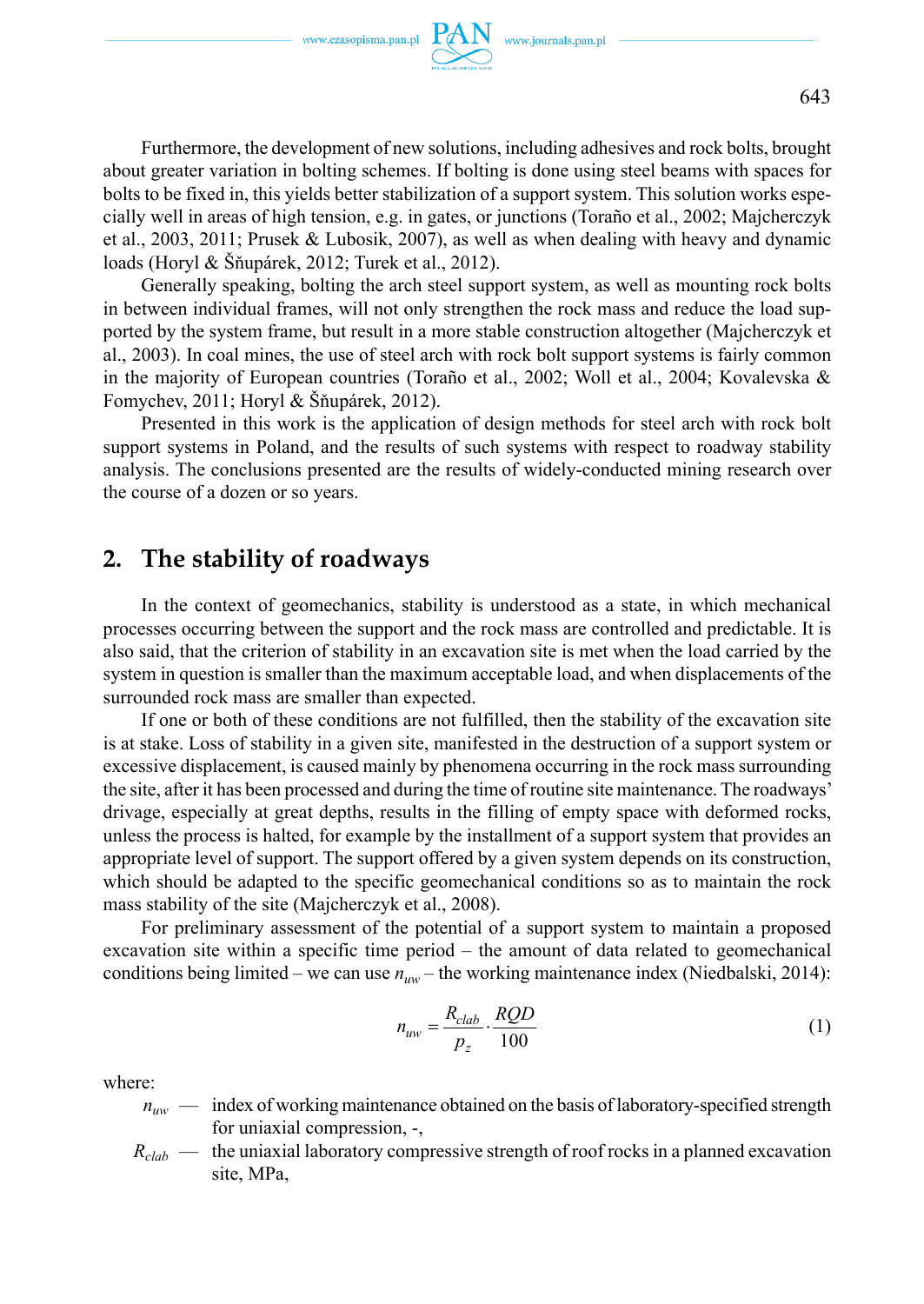Furthermore, the development of new solutions, including adhesives and rock bolts, brought about greater variation in bolting schemes. If bolting is done using steel beams with spaces for bolts to be fixed in, this yields better stabilization of a support system. This solution works especially well in areas of high tension, e.g. in gates, or junctions (Toraño et al., 2002; Majcherczyk et al., 2003, 2011; Prusek & Lubosik, 2007), as well as when dealing with heavy and dynamic loads (Horyl & Šňupárek, 2012; Turek et al., 2012).

Generally speaking, bolting the arch steel support system, as well as mounting rock bolts in between individual frames, will not only strengthen the rock mass and reduce the load supported by the system frame, but result in a more stable construction altogether (Majcherczyk et al., 2003). In coal mines, the use of steel arch with rock bolt support systems is fairly common in the majority of European countries (Toraño et al., 2002; Woll et al., 2004; Kovalevska & Fomychev, 2011; Horyl & Šňupárek, 2012).

Presented in this work is the application of design methods for steel arch with rock bolt support systems in Poland, and the results of such systems with respect to roadway stability analysis. The conclusions presented are the results of widely-conducted mining research over the course of a dozen or so years.

## 2. The stability of roadways

In the context of geomechanics, stability is understood as a state, in which mechanical processes occurring between the support and the rock mass are controlled and predictable. It is also said, that the criterion of stability in an excavation site is met when the load carried by the system in question is smaller than the maximum acceptable load, and when displacements of the surrounded rock mass are smaller than expected.

If one or both of these conditions are not fulfilled, then the stability of the excavation site is at stake. Loss of stability in a given site, manifested in the destruction of a support system or excessive displacement, is caused mainly by phenomena occurring in the rock mass surrounding the site, after it has been processed and during the time of routine site maintenance. The roadways' drivage, especially at great depths, results in the filling of empty space with deformed rocks, unless the process is halted, for example by the installment of a support system that provides an appropriate level of support. The support offered by a given system depends on its construction, which should be adapted to the specific geomechanical conditions so as to maintain the rock mass stability of the site (Majcherczyk et al., 2008).

For preliminary assessment of the potential of a support system to maintain a proposed excavation site within a specific time period – the amount of data related to geomechanical conditions being limited – we can use $n_{uw}$ – the working maintenance index (Niedbalski, 2014):

$$n_{uw} = \frac{R_{clab}}{p_z} \cdot \frac{RQD}{100} \tag{1}$$

where:

- $n_{uw}$ — index of working maintenance obtained on the basis of laboratory-specified strength for uniaxial compression, -,
- $R_{clab}$ — the uniaxial laboratory compressive strength of roof rocks in a planned excavation site, MPa,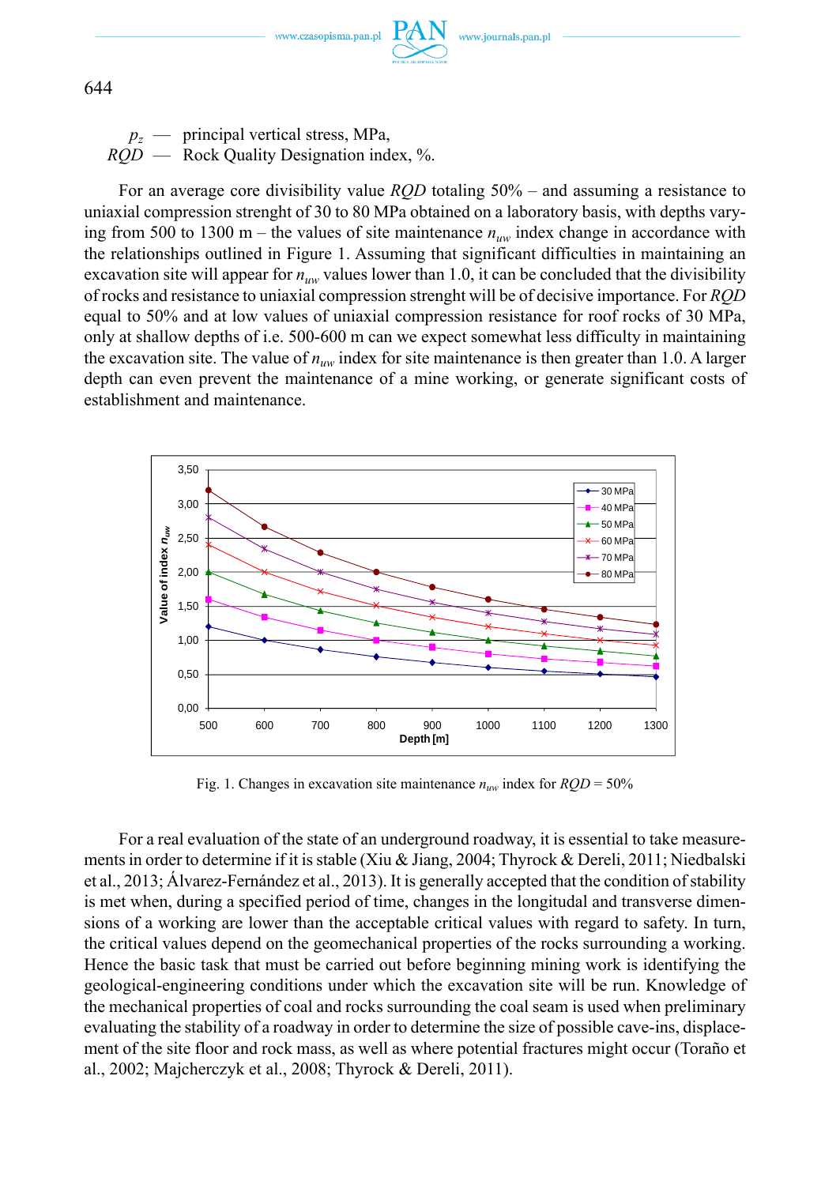$p_z$ — principal vertical stress, MPa,
$RQD$ — Rock Quality Designation index, %.

For an average core divisibility value $RQD$ totaling 50% – and assuming a resistance to uniaxial compression strenght of 30 to 80 MPa obtained on a laboratory basis, with depths varying from 500 to 1300 m – the values of site maintenance $n_{uw}$ index change in accordance with the relationships outlined in Figure 1. Assuming that significant difficulties in maintaining an excavation site will appear for $n_{uw}$ values lower than 1.0, it can be concluded that the divisibility of rocks and resistance to uniaxial compression strenght will be of decisive importance. For $RQD$ equal to 50% and at low values of uniaxial compression resistance for roof rocks of 30 MPa, only at shallow depths of i.e. 500-600 m can we expect somewhat less difficulty in maintaining the excavation site. The value of $n_{uw}$ index for site maintenance is then greater than 1.0. A larger depth can even prevent the maintenance of a mine working, or generate significant costs of establishment and maintenance.

Fig. 1. Changes in excavation site maintenance $n_{uw}$ index for $RQD$ = 50%

For a real evaluation of the state of an underground roadway, it is essential to take measurements in order to determine if it is stable (Xiu & Jiang, 2004; Thyrock & Dereli, 2011; Niedbalski et al., 2013; Álvarez-Fernández et al., 2013). It is generally accepted that the condition of stability is met when, during a specified period of time, changes in the longitudal and transverse dimensions of a working are lower than the acceptable critical values with regard to safety. In turn, the critical values depend on the geomechanical properties of the rocks surrounding a working. Hence the basic task that must be carried out before beginning mining work is identifying the geological-engineering conditions under which the excavation site will be run. Knowledge of the mechanical properties of coal and rocks surrounding the coal seam is used when preliminary evaluating the stability of a roadway in order to determine the size of possible cave-ins, displacement of the site floor and rock mass, as well as where potential fractures might occur (Toraño et al., 2002; Majcherczyk et al., 2008; Thyrock & Dereli, 2011).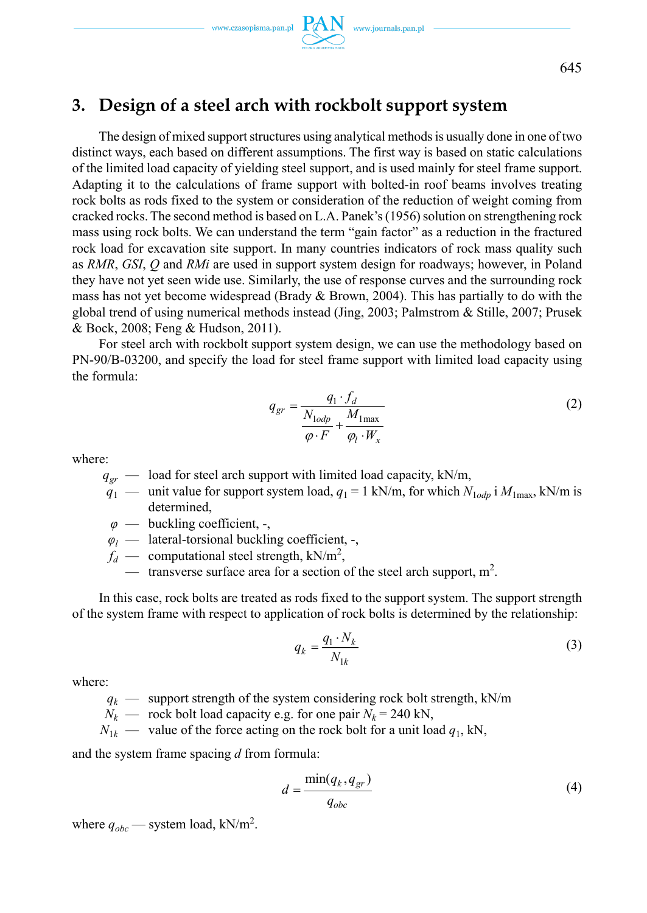## 3. Design of a steel arch with rockbolt support system

The design of mixed support structures using analytical methods is usually done in one of two distinct ways, each based on different assumptions. The first way is based on static calculations of the limited load capacity of yielding steel support, and is used mainly for steel frame support. Adapting it to the calculations of frame support with bolted-in roof beams involves treating rock bolts as rods fixed to the system or consideration of the reduction of weight coming from cracked rocks. The second method is based on L.A. Panek's (1956) solution on strengthening rock mass using rock bolts. We can understand the term "gain factor" as a reduction in the fractured rock load for excavation site support. In many countries indicators of rock mass quality such as *RMR*, *GSI*, *Q* and *RMi* are used in support system design for roadways; however, in Poland they have not yet seen wide use. Similarly, the use of response curves and the surrounding rock mass has not yet become widespread (Brady & Brown, 2004). This has partially to do with the global trend of using numerical methods instead (Jing, 2003; Palmstrom & Stille, 2007; Prusek & Bock, 2008; Feng & Hudson, 2011).

For steel arch with rockbolt support system design, we can use the methodology based on PN-90/B-03200, and specify the load for steel frame support with limited load capacity using the formula:

$$q_{gr} = \frac{q_1 \cdot f_d}{\dfrac{N_{1odp}}{\varphi \cdot F} + \dfrac{M_{1\max}}{\varphi_l \cdot W_x}} \tag{2}$$

where:

- $q_{gr}$ — load for steel arch support with limited load capacity, kN/m,
- $q_1$ — unit value for support system load, $q_1$ = 1 kN/m, for which $N_{1odp}$ i $M_{1\max}$, kN/m is determined,
- $\varphi$ — buckling coefficient, -,
- $\varphi_l$ — lateral-torsional buckling coefficient, -,
- $f_d$ — computational steel strength, kN/m$^2$,
- — transverse surface area for a section of the steel arch support, m$^2$.

In this case, rock bolts are treated as rods fixed to the support system. The support strength of the system frame with respect to application of rock bolts is determined by the relationship:

$$q_k = \frac{q_1 \cdot N_k}{N_{1k}} \tag{3}$$

where:

- $q_k$ — support strength of the system considering rock bolt strength, kN/m
- $N_k$ — rock bolt load capacity e.g. for one pair $N_k$ = 240 kN,
- $N_{1k}$ — value of the force acting on the rock bolt for a unit load $q_1$, kN,

and the system frame spacing $d$ from formula:

$$d = \frac{\min(q_k, q_{gr})}{q_{obc}} \tag{4}$$

where $q_{obc}$ — system load, kN/m$^2$.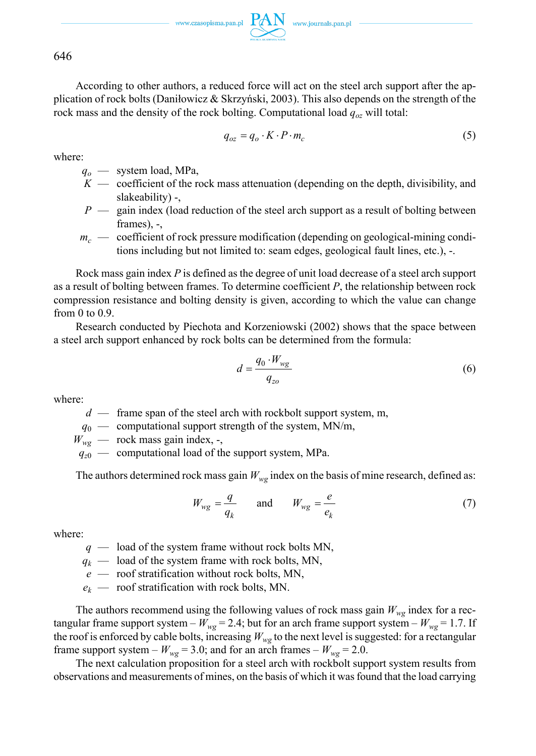According to other authors, a reduced force will act on the steel arch support after the application of rock bolts (Daniłowicz & Skrzyński, 2003). This also depends on the strength of the rock mass and the density of the rock bolting. Computational load $q_{oz}$ will total:

$$q_{oz} = q_o \cdot K \cdot P \cdot m_c \tag{5}$$

where:

- $q_o$ — system load, MPa,
- $K$ — coefficient of the rock mass attenuation (depending on the depth, divisibility, and slakeability) -,
- $P$ — gain index (load reduction of the steel arch support as a result of bolting between frames), -,
- $m_c$ — coefficient of rock pressure modification (depending on geological-mining conditions including but not limited to: seam edges, geological fault lines, etc.), -.

Rock mass gain index $P$ is defined as the degree of unit load decrease of a steel arch support as a result of bolting between frames. To determine coefficient $P$, the relationship between rock compression resistance and bolting density is given, according to which the value can change from 0 to 0.9.

Research conducted by Piechota and Korzeniowski (2002) shows that the space between a steel arch support enhanced by rock bolts can be determined from the formula:

$$d = \frac{q_0 \cdot W_{wg}}{q_{zo}} \tag{6}$$

where:

- $d$ — frame span of the steel arch with rockbolt support system, m,
- $q_0$ — computational support strength of the system, MN/m,
- $W_{wg}$ — rock mass gain index, -,
- $q_{z0}$ — computational load of the support system, MPa.

The authors determined rock mass gain $W_{wg}$ index on the basis of mine research, defined as:

$$W_{wg} = \frac{q}{q_k} \quad \text{and} \quad W_{wg} = \frac{e}{e_k} \tag{7}$$

where:

- $q$ — load of the system frame without rock bolts MN,
- $q_k$ — load of the system frame with rock bolts, MN,
- $e$ — roof stratification without rock bolts, MN,
- $e_k$ — roof stratification with rock bolts, MN.

The authors recommend using the following values of rock mass gain $W_{wg}$ index for a rectangular frame support system – $W_{wg} = 2.4$; but for an arch frame support system – $W_{wg} = 1.7$. If the roof is enforced by cable bolts, increasing $W_{wg}$ to the next level is suggested: for a rectangular frame support system – $W_{wg} = 3.0$; and for an arch frames – $W_{wg} = 2.0$.

The next calculation proposition for a steel arch with rockbolt support system results from observations and measurements of mines, on the basis of which it was found that the load carrying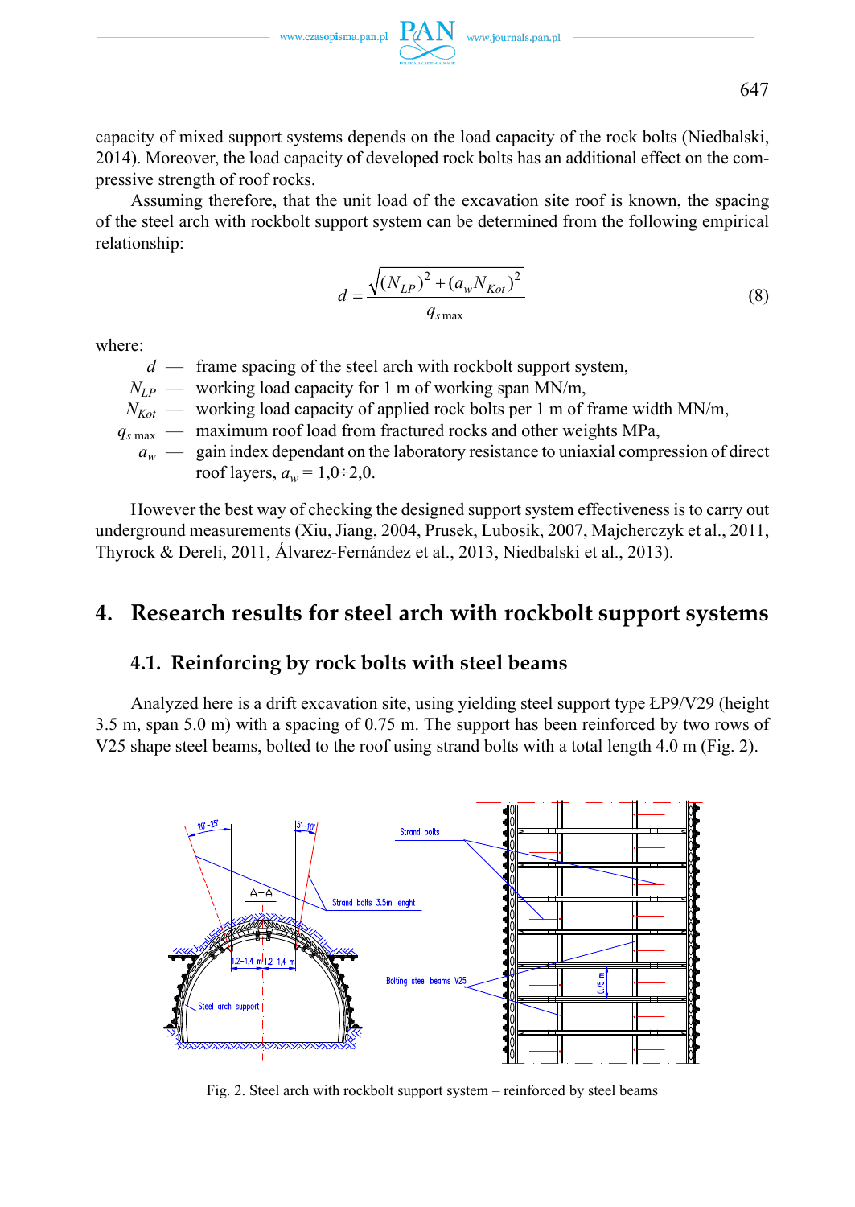capacity of mixed support systems depends on the load capacity of the rock bolts (Niedbalski, 2014). Moreover, the load capacity of developed rock bolts has an additional effect on the compressive strength of roof rocks.

Assuming therefore, that the unit load of the excavation site roof is known, the spacing of the steel arch with rockbolt support system can be determined from the following empirical relationship:

$$d = \frac{\sqrt{(N_{LP})^2 + (a_w N_{Kot})^2}}{q_{s\,\max}} \tag{8}$$

where:

- $d$ — frame spacing of the steel arch with rockbolt support system,
- $N_{LP}$ — working load capacity for 1 m of working span MN/m,
- $N_{Kot}$ — working load capacity of applied rock bolts per 1 m of frame width MN/m,
- $q_{s\,\max}$ — maximum roof load from fractured rocks and other weights MPa,
- $a_w$ — gain index dependant on the laboratory resistance to uniaxial compression of direct roof layers, $a_w$ = 1,0÷2,0.

However the best way of checking the designed support system effectiveness is to carry out underground measurements (Xiu, Jiang, 2004, Prusek, Lubosik, 2007, Majcherczyk et al., 2011, Thyrock & Dereli, 2011, Álvarez-Fernández et al., 2013, Niedbalski et al., 2013).

# 4. Research results for steel arch with rockbolt support systems

## 4.1. Reinforcing by rock bolts with steel beams

Analyzed here is a drift excavation site, using yielding steel support type ŁP9/V29 (height 3.5 m, span 5.0 m) with a spacing of 0.75 m. The support has been reinforced by two rows of V25 shape steel beams, bolted to the roof using strand bolts with a total length 4.0 m (Fig. 2).

Fig. 2. Steel arch with rockbolt support system – reinforced by steel beams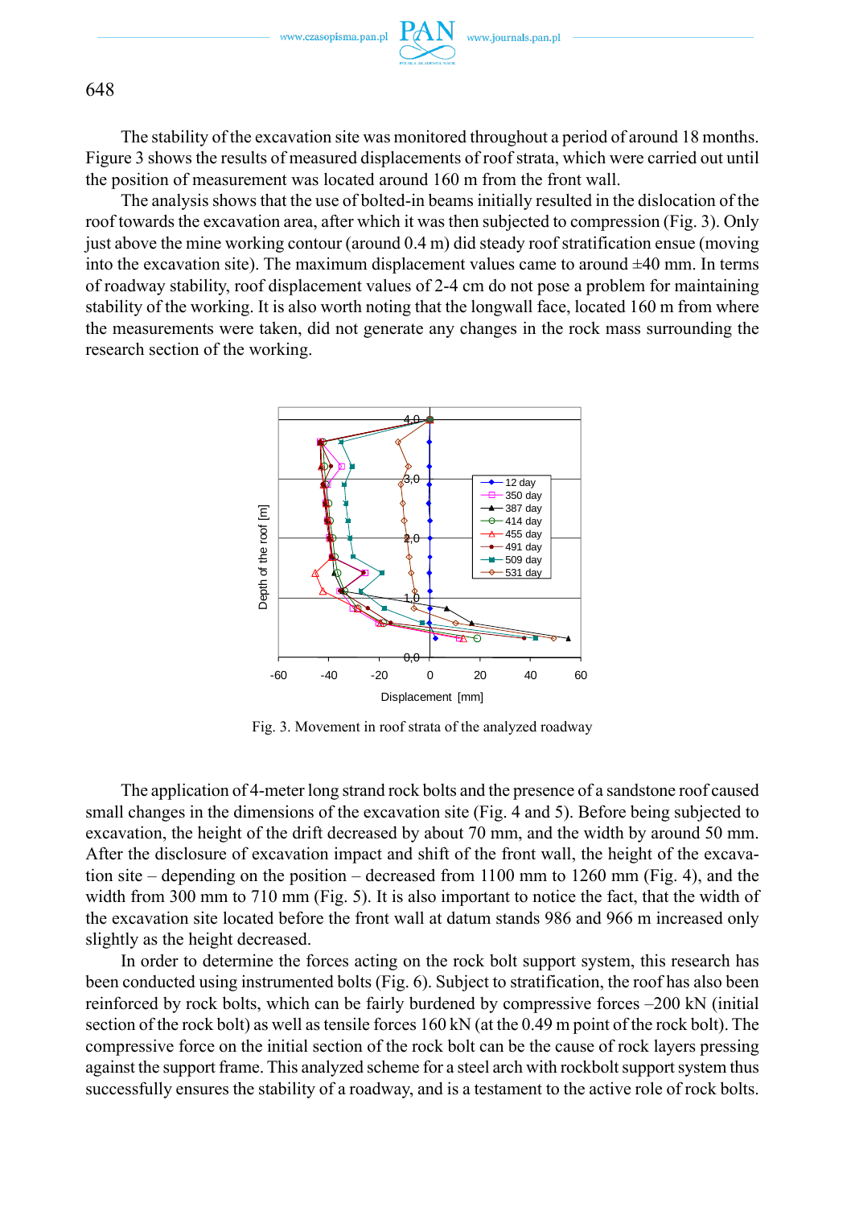The stability of the excavation site was monitored throughout a period of around 18 months. Figure 3 shows the results of measured displacements of roof strata, which were carried out until the position of measurement was located around 160 m from the front wall.

The analysis shows that the use of bolted-in beams initially resulted in the dislocation of the roof towards the excavation area, after which it was then subjected to compression (Fig. 3). Only just above the mine working contour (around 0.4 m) did steady roof stratification ensue (moving into the excavation site). The maximum displacement values came to around ±40 mm. In terms of roadway stability, roof displacement values of 2-4 cm do not pose a problem for maintaining stability of the working. It is also worth noting that the longwall face, located 160 m from where the measurements were taken, did not generate any changes in the rock mass surrounding the research section of the working.

Fig. 3. Movement in roof strata of the analyzed roadway

The application of 4-meter long strand rock bolts and the presence of a sandstone roof caused small changes in the dimensions of the excavation site (Fig. 4 and 5). Before being subjected to excavation, the height of the drift decreased by about 70 mm, and the width by around 50 mm. After the disclosure of excavation impact and shift of the front wall, the height of the excavation site – depending on the position – decreased from 1100 mm to 1260 mm (Fig. 4), and the width from 300 mm to 710 mm (Fig. 5). It is also important to notice the fact, that the width of the excavation site located before the front wall at datum stands 986 and 966 m increased only slightly as the height decreased.

In order to determine the forces acting on the rock bolt support system, this research has been conducted using instrumented bolts (Fig. 6). Subject to stratification, the roof has also been reinforced by rock bolts, which can be fairly burdened by compressive forces –200 kN (initial section of the rock bolt) as well as tensile forces 160 kN (at the 0.49 m point of the rock bolt). The compressive force on the initial section of the rock bolt can be the cause of rock layers pressing against the support frame. This analyzed scheme for a steel arch with rockbolt support system thus successfully ensures the stability of a roadway, and is a testament to the active role of rock bolts.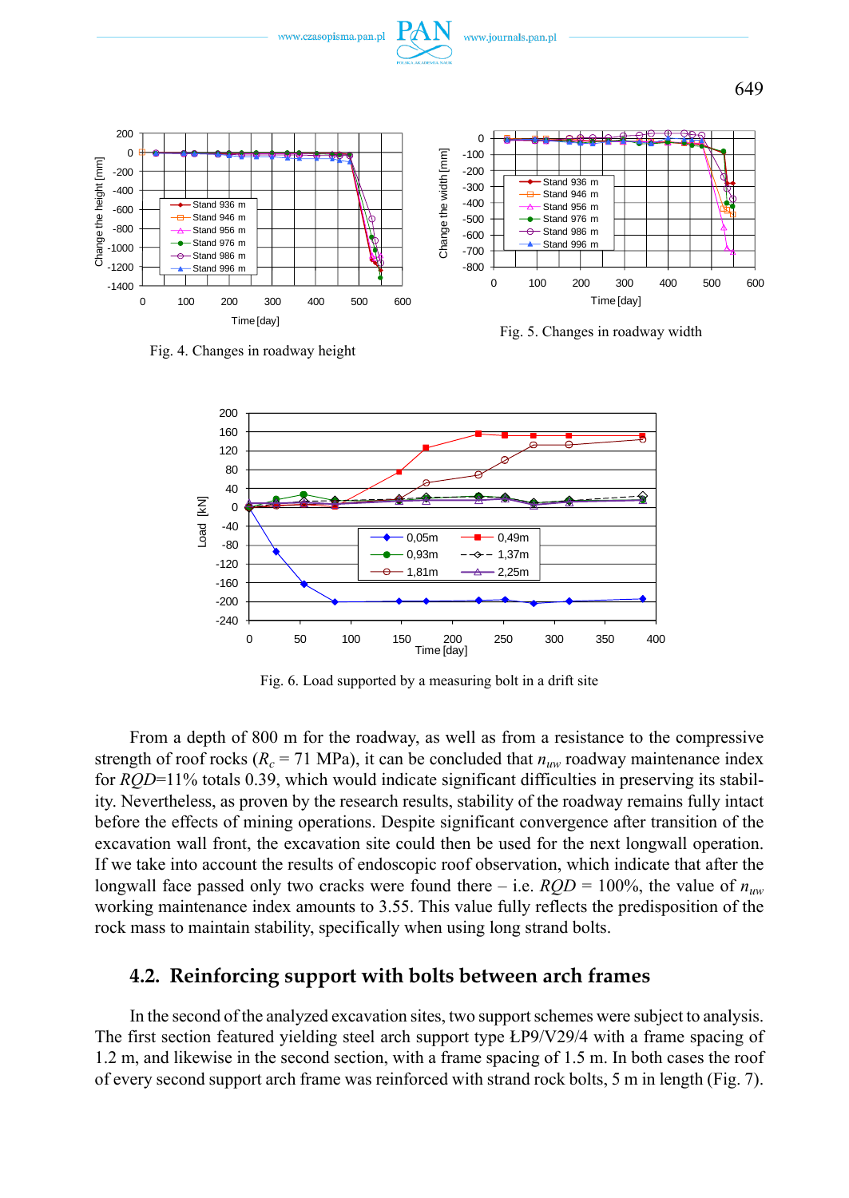Fig. 4. Changes in roadway height

Fig. 5. Changes in roadway width

Fig. 6. Load supported by a measuring bolt in a drift site

From a depth of 800 m for the roadway, as well as from a resistance to the compressive strength of roof rocks ($R_c$ = 71 MPa), it can be concluded that $n_{uw}$ roadway maintenance index for *RQD*=11% totals 0.39, which would indicate significant difficulties in preserving its stability. Nevertheless, as proven by the research results, stability of the roadway remains fully intact before the effects of mining operations. Despite significant convergence after transition of the excavation wall front, the excavation site could then be used for the next longwall operation. If we take into account the results of endoscopic roof observation, which indicate that after the longwall face passed only two cracks were found there – i.e. *RQD* = 100%, the value of $n_{uw}$ working maintenance index amounts to 3.55. This value fully reflects the predisposition of the rock mass to maintain stability, specifically when using long strand bolts.

## 4.2. Reinforcing support with bolts between arch frames

In the second of the analyzed excavation sites, two support schemes were subject to analysis. The first section featured yielding steel arch support type ŁP9/V29/4 with a frame spacing of 1.2 m, and likewise in the second section, with a frame spacing of 1.5 m. In both cases the roof of every second support arch frame was reinforced with strand rock bolts, 5 m in length (Fig. 7).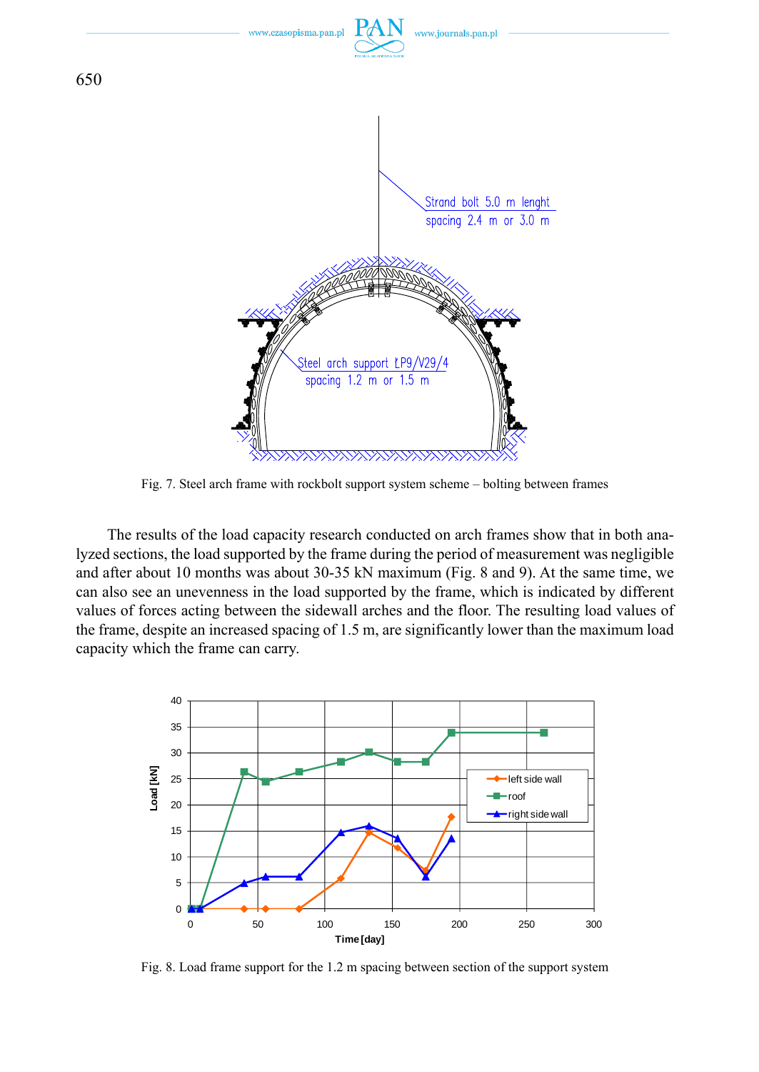Fig. 7. Steel arch frame with rockbolt support system scheme – bolting between frames

The results of the load capacity research conducted on arch frames show that in both analyzed sections, the load supported by the frame during the period of measurement was negligible and after about 10 months was about 30-35 kN maximum (Fig. 8 and 9). At the same time, we can also see an unevenness in the load supported by the frame, which is indicated by different values of forces acting between the sidewall arches and the floor. The resulting load values of the frame, despite an increased spacing of 1.5 m, are significantly lower than the maximum load capacity which the frame can carry.

Fig. 8. Load frame support for the 1.2 m spacing between section of the support system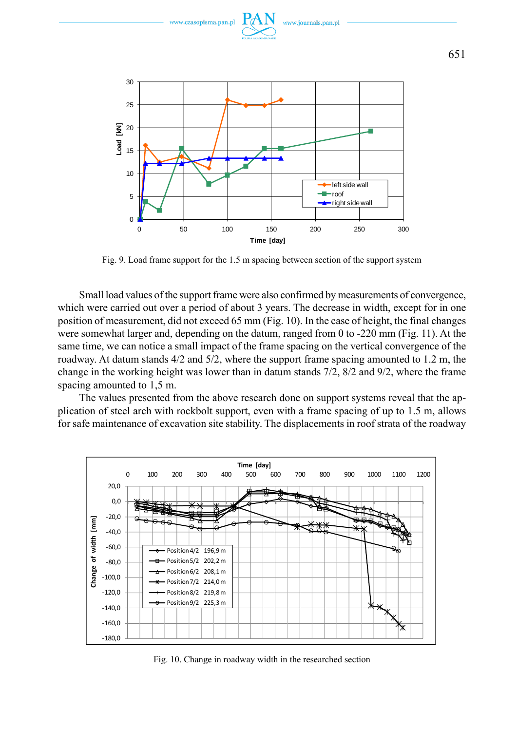Fig. 9. Load frame support for the 1.5 m spacing between section of the support system

Small load values of the support frame were also confirmed by measurements of convergence, which were carried out over a period of about 3 years. The decrease in width, except for in one position of measurement, did not exceed 65 mm (Fig. 10). In the case of height, the final changes were somewhat larger and, depending on the datum, ranged from 0 to -220 mm (Fig. 11). At the same time, we can notice a small impact of the frame spacing on the vertical convergence of the roadway. At datum stands 4/2 and 5/2, where the support frame spacing amounted to 1.2 m, the change in the working height was lower than in datum stands 7/2, 8/2 and 9/2, where the frame spacing amounted to 1,5 m.

The values presented from the above research done on support systems reveal that the application of steel arch with rockbolt support, even with a frame spacing of up to 1.5 m, allows for safe maintenance of excavation site stability. The displacements in roof strata of the roadway

Fig. 10. Change in roadway width in the researched section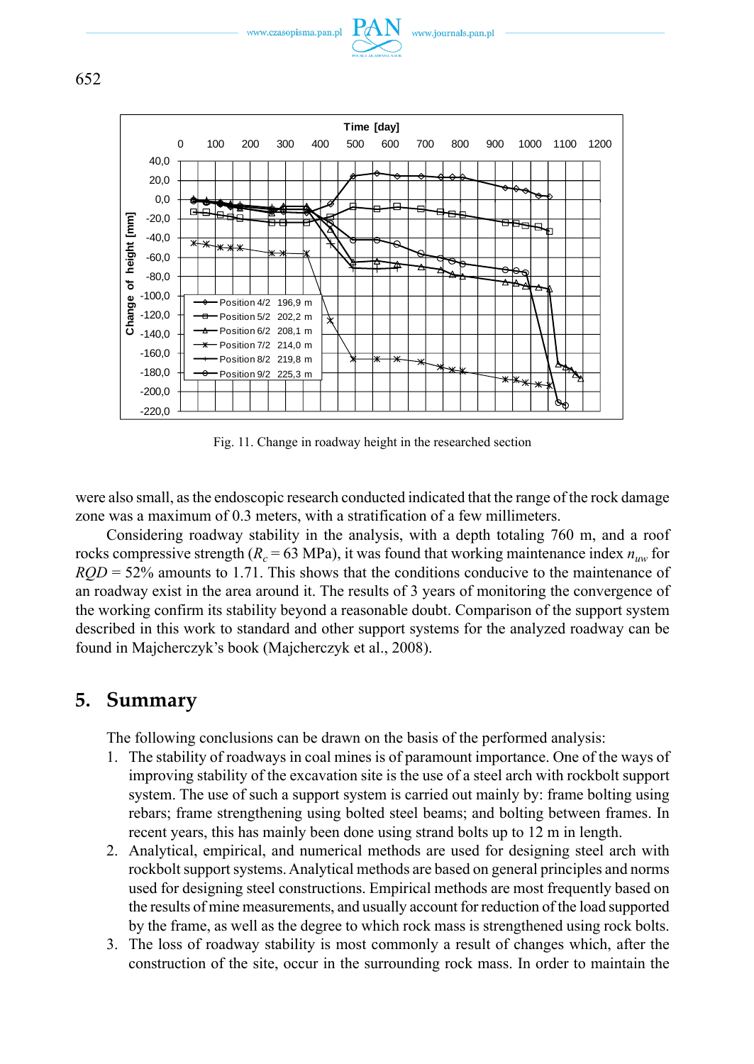Fig. 11. Change in roadway height in the researched section

were also small, as the endoscopic research conducted indicated that the range of the rock damage zone was a maximum of 0.3 meters, with a stratification of a few millimeters.

Considering roadway stability in the analysis, with a depth totaling 760 m, and a roof rocks compressive strength ($R_c$ = 63 MPa), it was found that working maintenance index $n_{uw}$ for $RQD$ = 52% amounts to 1.71. This shows that the conditions conducive to the maintenance of an roadway exist in the area around it. The results of 3 years of monitoring the convergence of the working confirm its stability beyond a reasonable doubt. Comparison of the support system described in this work to standard and other support systems for the analyzed roadway can be found in Majcherczyk's book (Majcherczyk et al., 2008).

## 5. Summary

The following conclusions can be drawn on the basis of the performed analysis:

1. The stability of roadways in coal mines is of paramount importance. One of the ways of improving stability of the excavation site is the use of a steel arch with rockbolt support system. The use of such a support system is carried out mainly by: frame bolting using rebars; frame strengthening using bolted steel beams; and bolting between frames. In recent years, this has mainly been done using strand bolts up to 12 m in length.
2. Analytical, empirical, and numerical methods are used for designing steel arch with rockbolt support systems. Analytical methods are based on general principles and norms used for designing steel constructions. Empirical methods are most frequently based on the results of mine measurements, and usually account for reduction of the load supported by the frame, as well as the degree to which rock mass is strengthened using rock bolts.
3. The loss of roadway stability is most commonly a result of changes which, after the construction of the site, occur in the surrounding rock mass. In order to maintain the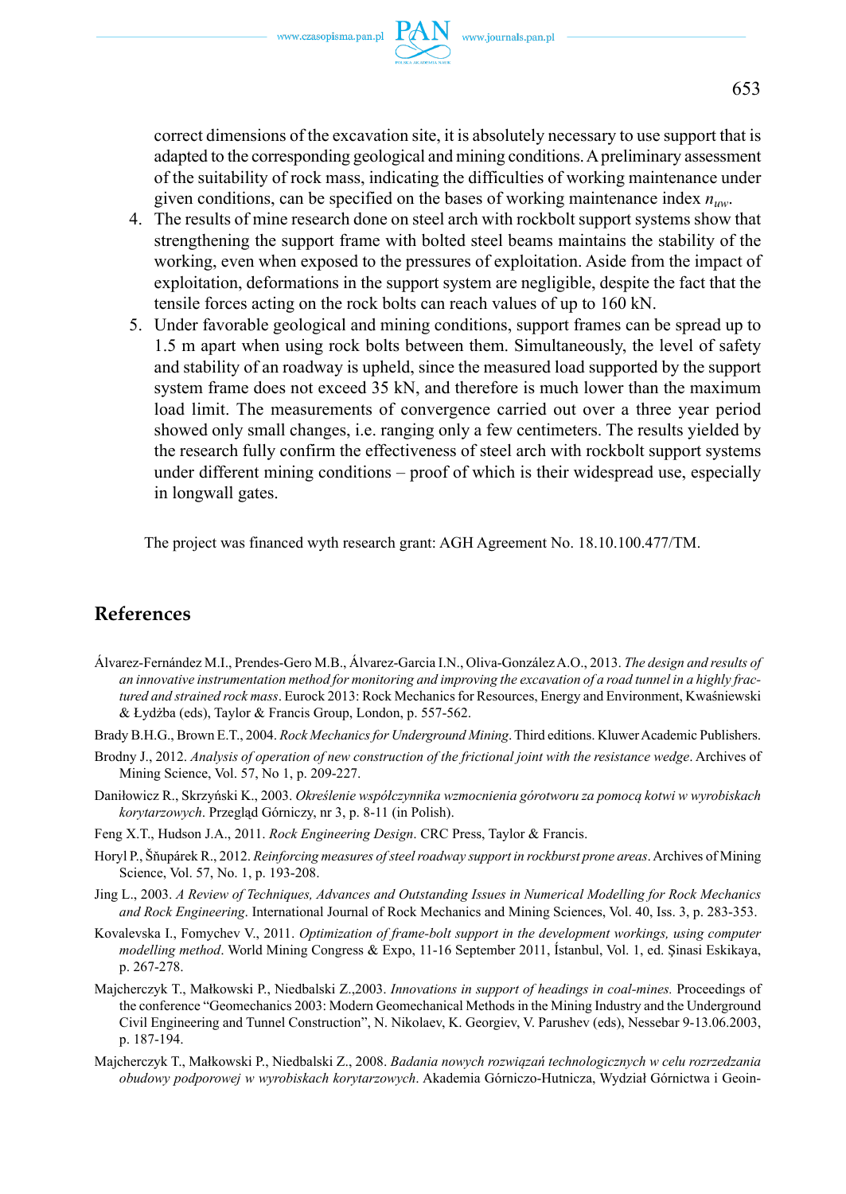correct dimensions of the excavation site, it is absolutely necessary to use support that is adapted to the corresponding geological and mining conditions. A preliminary assessment of the suitability of rock mass, indicating the difficulties of working maintenance under given conditions, can be specified on the bases of working maintenance index $n_{uw}$.

4. The results of mine research done on steel arch with rockbolt support systems show that strengthening the support frame with bolted steel beams maintains the stability of the working, even when exposed to the pressures of exploitation. Aside from the impact of exploitation, deformations in the support system are negligible, despite the fact that the tensile forces acting on the rock bolts can reach values of up to 160 kN.
5. Under favorable geological and mining conditions, support frames can be spread up to 1.5 m apart when using rock bolts between them. Simultaneously, the level of safety and stability of an roadway is upheld, since the measured load supported by the support system frame does not exceed 35 kN, and therefore is much lower than the maximum load limit. The measurements of convergence carried out over a three year period showed only small changes, i.e. ranging only a few centimeters. The results yielded by the research fully confirm the effectiveness of steel arch with rockbolt support systems under different mining conditions – proof of which is their widespread use, especially in longwall gates.

The project was financed wyth research grant: AGH Agreement No. 18.10.100.477/TM.

## References

Álvarez-Fernández M.I., Prendes-Gero M.B., Álvarez-Garcia I.N., Oliva-González A.O., 2013. *The design and results of an innovative instrumentation method for monitoring and improving the excavation of a road tunnel in a highly fractured and strained rock mass*. Eurock 2013: Rock Mechanics for Resources, Energy and Environment, Kwaśniewski & Łydżba (eds), Taylor & Francis Group, London, p. 557-562.

Brady B.H.G., Brown E.T., 2004. *Rock Mechanics for Underground Mining*. Third editions. Kluwer Academic Publishers.

Brodny J., 2012. *Analysis of operation of new construction of the frictional joint with the resistance wedge*. Archives of Mining Science, Vol. 57, No 1, p. 209-227.

Daniłowicz R., Skrzyński K., 2003. *Określenie współczynnika wzmocnienia górotworu za pomocą kotwi w wyrobiskach korytarzowych*. Przegląd Górniczy, nr 3, p. 8-11 (in Polish).

Feng X.T., Hudson J.A., 2011. *Rock Engineering Design*. CRC Press, Taylor & Francis.

Horyl P., Šňupárek R., 2012. *Reinforcing measures of steel roadway support in rockburst prone areas*. Archives of Mining Science, Vol. 57, No. 1, p. 193-208.

Jing L., 2003. *A Review of Techniques, Advances and Outstanding Issues in Numerical Modelling for Rock Mechanics and Rock Engineering*. International Journal of Rock Mechanics and Mining Sciences, Vol. 40, Iss. 3, p. 283-353.

Kovalevska I., Fomychev V., 2011. *Optimization of frame-bolt support in the development workings, using computer modelling method*. World Mining Congress & Expo, 11-16 September 2011, İstanbul, Vol. 1, ed. Şinasi Eskikaya, p. 267-278.

Majcherczyk T., Małkowski P., Niedbalski Z.,2003. *Innovations in support of headings in coal-mines.* Proceedings of the conference "Geomechanics 2003: Modern Geomechanical Methods in the Mining Industry and the Underground Civil Engineering and Tunnel Construction", N. Nikolaev, K. Georgiev, V. Parushev (eds), Nessebar 9-13.06.2003, p. 187-194.

Majcherczyk T., Małkowski P., Niedbalski Z., 2008. *Badania nowych rozwiązań technologicznych w celu rozrzedzania obudowy podporowej w wyrobiskach korytarzowych*. Akademia Górniczo-Hutnicza, Wydział Górnictwa i Geoin-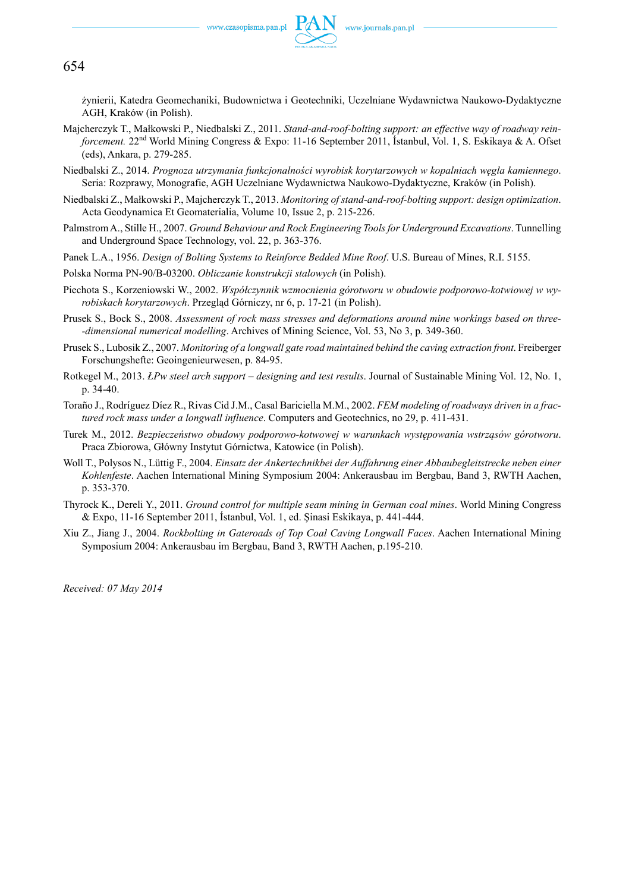żynierii, Katedra Geomechaniki, Budownictwa i Geotechniki, Uczelniane Wydawnictwa Naukowo-Dydaktyczne AGH, Kraków (in Polish).

Majcherczyk T., Małkowski P., Niedbalski Z., 2011. *Stand-and-roof-bolting support: an effective way of roadway reinforcement.* 22nd World Mining Congress & Expo: 11-16 September 2011, İstanbul, Vol. 1, S. Eskikaya & A. Ofset (eds), Ankara, p. 279-285.

Niedbalski Z., 2014. *Prognoza utrzymania funkcjonalności wyrobisk korytarzowych w kopalniach węgla kamiennego*. Seria: Rozprawy, Monografie, AGH Uczelniane Wydawnictwa Naukowo-Dydaktyczne, Kraków (in Polish).

Niedbalski Z., Małkowski P., Majcherczyk T., 2013. *Monitoring of stand-and-roof-bolting support: design optimization*. Acta Geodynamica Et Geomaterialia, Volume 10, Issue 2, p. 215-226.

Palmstrom A., Stille H., 2007. *Ground Behaviour and Rock Engineering Tools for Underground Excavations*. Tunnelling and Underground Space Technology, vol. 22, p. 363-376.

Panek L.A., 1956. *Design of Bolting Systems to Reinforce Bedded Mine Roof*. U.S. Bureau of Mines, R.I. 5155.

Polska Norma PN-90/B-03200. *Obliczanie konstrukcji stalowych* (in Polish).

Piechota S., Korzeniowski W., 2002. *Współczynnik wzmocnienia górotworu w obudowie podporowo-kotwiowej w wyrobiskach korytarzowych*. Przegląd Górniczy, nr 6, p. 17-21 (in Polish).

Prusek S., Bock S., 2008. *Assessment of rock mass stresses and deformations around mine workings based on three--dimensional numerical modelling*. Archives of Mining Science, Vol. 53, No 3, p. 349-360.

Prusek S., Lubosik Z., 2007. *Monitoring of a longwall gate road maintained behind the caving extraction front*. Freiberger Forschungshefte: Geoingenieurwesen, p. 84-95.

Rotkegel M., 2013. *ŁPw steel arch support – designing and test results*. Journal of Sustainable Mining Vol. 12, No. 1, p. 34-40.

Toraño J., Rodríguez Díez R., Rivas Cid J.M., Casal Bariciella M.M., 2002. *FEM modeling of roadways driven in a fractured rock mass under a longwall influence*. Computers and Geotechnics, no 29, p. 411-431.

Turek M., 2012. *Bezpieczeństwo obudowy podporowo-kotwowej w warunkach występowania wstrząsów górotworu*. Praca Zbiorowa, Główny Instytut Górnictwa, Katowice (in Polish).

Woll T., Polysos N., Lüttig F., 2004. *Einsatz der Ankertechnikbei der Auffahrung einer Abbaubegleitstrecke neben einer Kohlenfeste*. Aachen International Mining Symposium 2004: Ankerausbau im Bergbau, Band 3, RWTH Aachen, p. 353-370.

Thyrock K., Dereli Y., 2011. *Ground control for multiple seam mining in German coal mines*. World Mining Congress & Expo, 11-16 September 2011, İstanbul, Vol. 1, ed. Şinasi Eskikaya, p. 441-444.

Xiu Z., Jiang J., 2004. *Rockbolting in Gateroads of Top Coal Caving Longwall Faces*. Aachen International Mining Symposium 2004: Ankerausbau im Bergbau, Band 3, RWTH Aachen, p.195-210.

*Received: 07 May 2014*